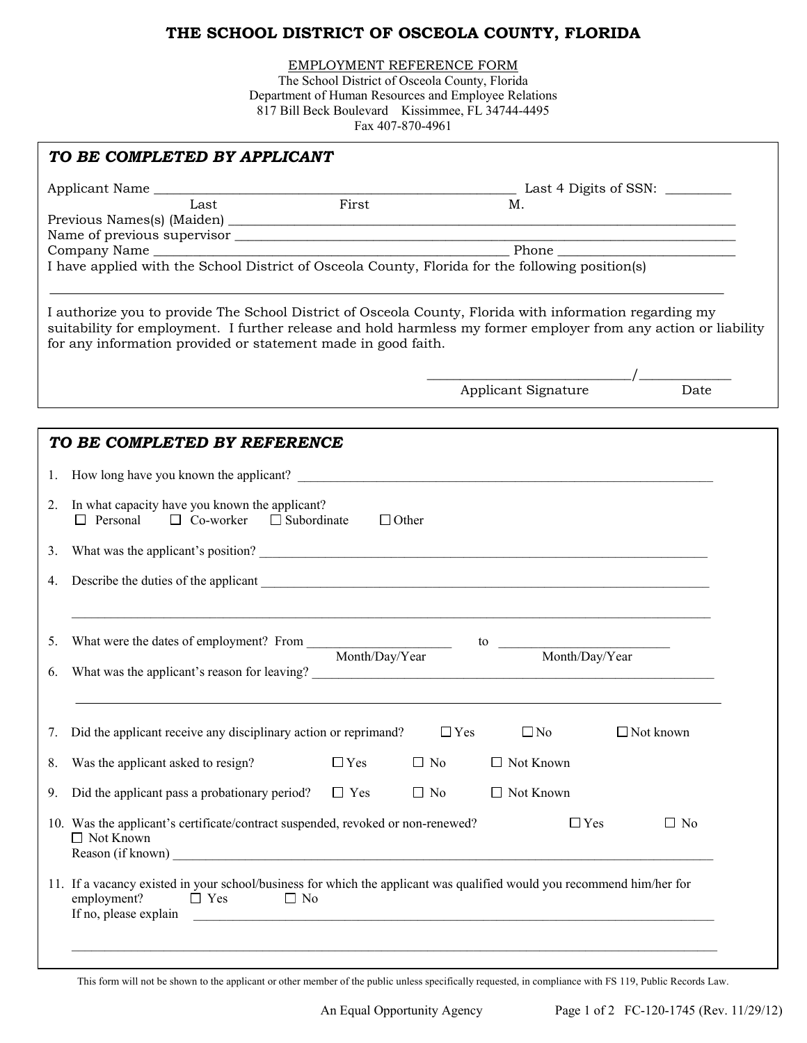# THE SCHOOL DISTRICT OF OSCEOLA COUNTY, FLORIDA

EMPLOYMENT REFERENCE FORM
The School District of Osceola County, Florida
Department of Human Resources and Employee Relations
817 Bill Beck Boulevard Kissimmee, FL 34744-4495
Fax 407-870-4961

## *TO BE COMPLETED BY APPLICANT*

Applicant Name ______________________________________________ Last 4 Digits of SSN: _________
Last First M.

Previous Names(s) (Maiden) ______________________________________________

Name of previous supervisor ______________________________________________

Company Name ______________________________________________ Phone ________________________

I have applied with the School District of Osceola County, Florida for the following position(s)

______________________________________________

I authorize you to provide The School District of Osceola County, Florida with information regarding my suitability for employment. I further release and hold harmless my former employer from any action or liability for any information provided or statement made in good faith.

____________________________/_____________
Applicant Signature Date

## *TO BE COMPLETED BY REFERENCE*

1. How long have you known the applicant? ______________________________________________

2. In what capacity have you known the applicant?
   ☐ Personal ☐ Co-worker ☐ Subordinate ☐ Other

3. What was the applicant's position? ______________________________________________

4. Describe the duties of the applicant ______________________________________________

   ______________________________________________

5. What were the dates of employment? From ____________________ to ________________________
   Month/Day/Year Month/Day/Year

6. What was the applicant's reason for leaving? ______________________________________________

   ______________________________________________

7. Did the applicant receive any disciplinary action or reprimand? ☐ Yes ☐ No ☐ Not known

8. Was the applicant asked to resign? ☐ Yes ☐ No ☐ Not Known

9. Did the applicant pass a probationary period? ☐ Yes ☐ No ☐ Not Known

10. Was the applicant's certificate/contract suspended, revoked or non-renewed? ☐ Yes ☐ No ☐ Not Known
    Reason (if known) ______________________________________________

11. If a vacancy existed in your school/business for which the applicant was qualified would you recommend him/her for employment? ☐ Yes ☐ No
    If no, please explain ______________________________________________

    ______________________________________________

This form will not be shown to the applicant or other member of the public unless specifically requested, in compliance with FS 119, Public Records Law.

An Equal Opportunity Agency FC-120-1745 (Rev. 11/29/12)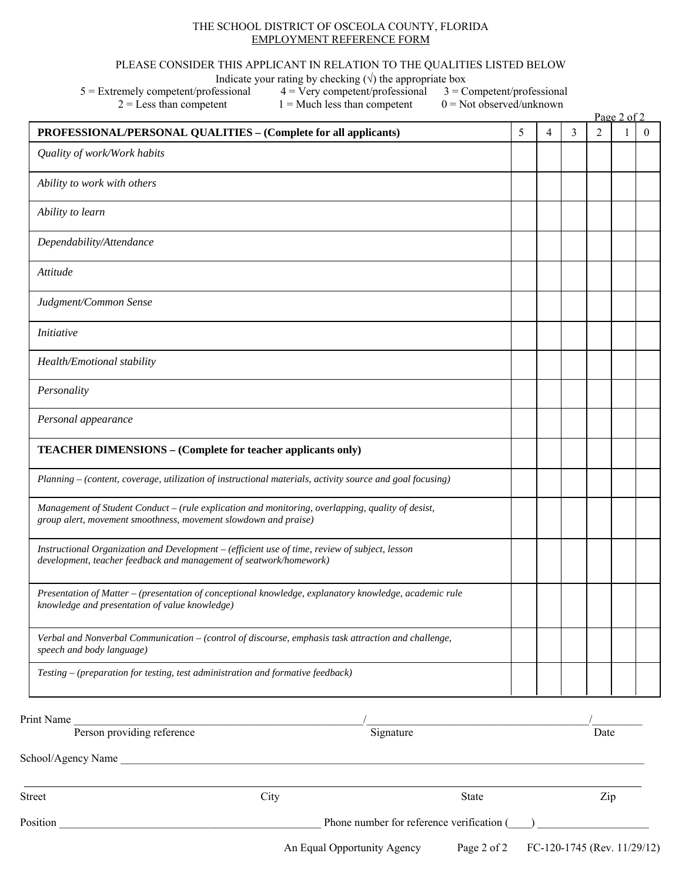THE SCHOOL DISTRICT OF OSCEOLA COUNTY, FLORIDA
EMPLOYMENT REFERENCE FORM

PLEASE CONSIDER THIS APPLICANT IN RELATION TO THE QUALITIES LISTED BELOW

Indicate your rating by checking (√) the appropriate box

5 = Extremely competent/professional 4 = Very competent/professional 3 = Competent/professional
2 = Less than competent 1 = Much less than competent 0 = Not observed/unknown

| **PROFESSIONAL/PERSONAL QUALITIES – (Complete for all applicants)** | 5 | 4 | 3 | 2 | 1 | 0 |
|---|---|---|---|---|---|---|
| *Quality of work/Work habits* | | | | | | |
| *Ability to work with others* | | | | | | |
| *Ability to learn* | | | | | | |
| *Dependability/Attendance* | | | | | | |
| *Attitude* | | | | | | |
| *Judgment/Common Sense* | | | | | | |
| *Initiative* | | | | | | |
| *Health/Emotional stability* | | | | | | |
| *Personality* | | | | | | |
| *Personal appearance* | | | | | | |
| **TEACHER DIMENSIONS – (Complete for teacher applicants only)** | | | | | | |
| *Planning – (content, coverage, utilization of instructional materials, activity source and goal focusing)* | | | | | | |
| *Management of Student Conduct – (rule explication and monitoring, overlapping, quality of desist, group alert, movement smoothness, movement slowdown and praise)* | | | | | | |
| *Instructional Organization and Development – (efficient use of time, review of subject, lesson development, teacher feedback and management of seatwork/homework)* | | | | | | |
| *Presentation of Matter – (presentation of conceptional knowledge, explanatory knowledge, academic rule knowledge and presentation of value knowledge)* | | | | | | |
| *Verbal and Nonverbal Communication – (control of discourse, emphasis task attraction and challenge, speech and body language)* | | | | | | |
| *Testing – (preparation for testing, test administration and formative feedback)* | | | | | | |

Print Name ______________________________ / ______________________________ / __________
Person providing reference Signature Date

School/Agency Name ______________________________________________________________

_____________________________________________________________________________
Street City State Zip

Position ________________________________ Phone number for reference verification (____) ____________________

An Equal Opportunity Agency FC-120-1745 (Rev. 11/29/12)